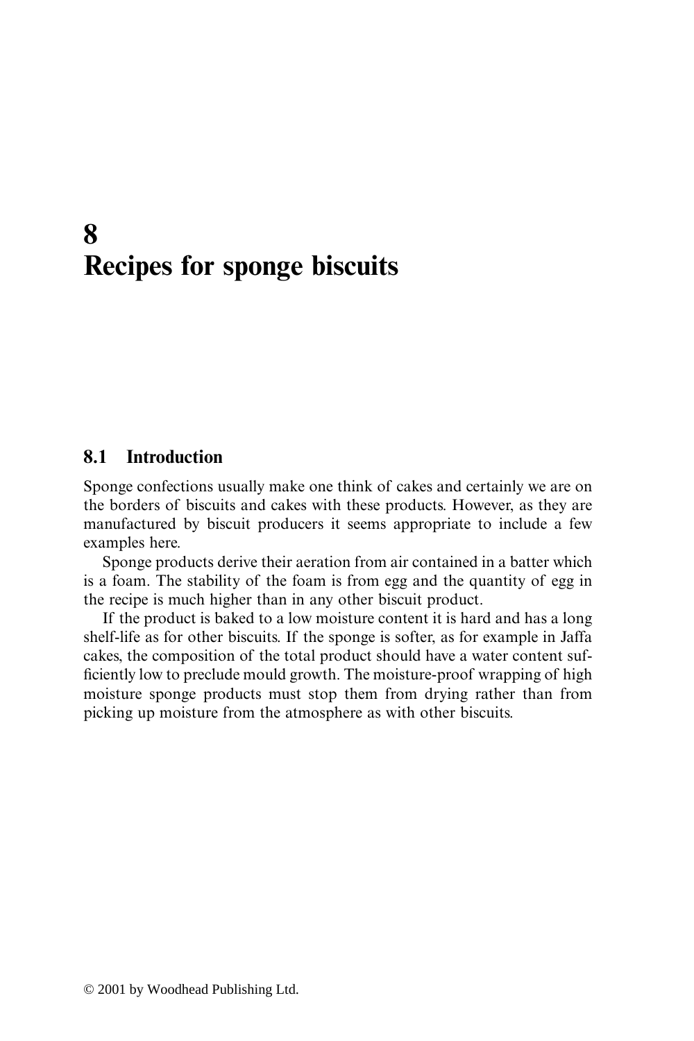# 8 Recipes for sponge biscuits

## 8.1 Introduction

Sponge confections usually make one think of cakes and certainly we are on the borders of biscuits and cakes with these products. However, as they are manufactured by biscuit producers it seems appropriate to include a few examples here.

Sponge products derive their aeration from air contained in a batter which is a foam. The stability of the foam is from egg and the quantity of egg in the recipe is much higher than in any other biscuit product.

If the product is baked to a low moisture content it is hard and has a long shelf-life as for other biscuits. If the sponge is softer, as for example in Jaffa cakes, the composition of the total product should have a water content sufficiently low to preclude mould growth. The moisture-proof wrapping of high moisture sponge products must stop them from drying rather than from picking up moisture from the atmosphere as with other biscuits.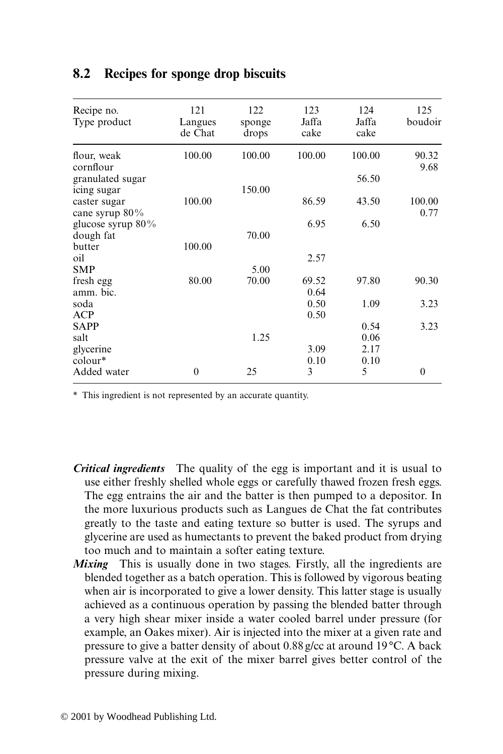## 8.2 Recipes for sponge drop biscuits

| Recipe no. Type product | 121 Langues de Chat | 122 sponge drops | 123 Jaffa cake | 124 Jaffa cake | 125 boudoir |
|---|---|---|---|---|---|
| flour, weak | 100.00 | 100.00 | 100.00 | 100.00 | 90.32 |
| cornflour | | | | | 9.68 |
| granulated sugar | | | | 56.50 | |
| icing sugar | | 150.00 | | | |
| caster sugar | 100.00 | | 86.59 | 43.50 | 100.00 |
| cane syrup 80% | | | | | 0.77 |
| glucose syrup 80% | | | 6.95 | 6.50 | |
| dough fat | | 70.00 | | | |
| butter | 100.00 | | | | |
| oil | | | 2.57 | | |
| SMP | | 5.00 | | | |
| fresh egg | 80.00 | 70.00 | 69.52 | 97.80 | 90.30 |
| amm. bic. | | | 0.64 | | |
| soda | | | 0.50 | 1.09 | 3.23 |
| ACP | | | 0.50 | | |
| SAPP | | | | 0.54 | 3.23 |
| salt | | 1.25 | | 0.06 | |
| glycerine | | | 3.09 | 2.17 | |
| colour* | | | 0.10 | 0.10 | |
| Added water | 0 | 25 | 3 | 5 | 0 |

\* This ingredient is not represented by an accurate quantity.

***Critical ingredients*** The quality of the egg is important and it is usual to use either freshly shelled whole eggs or carefully thawed frozen fresh eggs. The egg entrains the air and the batter is then pumped to a depositor. In the more luxurious products such as Langues de Chat the fat contributes greatly to the taste and eating texture so butter is used. The syrups and glycerine are used as humectants to prevent the baked product from drying too much and to maintain a softer eating texture.

***Mixing*** This is usually done in two stages. Firstly, all the ingredients are blended together as a batch operation. This is followed by vigorous beating when air is incorporated to give a lower density. This latter stage is usually achieved as a continuous operation by passing the blended batter through a very high shear mixer inside a water cooled barrel under pressure (for example, an Oakes mixer). Air is injected into the mixer at a given rate and pressure to give a batter density of about 0.88 g/cc at around 19 °C. A back pressure valve at the exit of the mixer barrel gives better control of the pressure during mixing.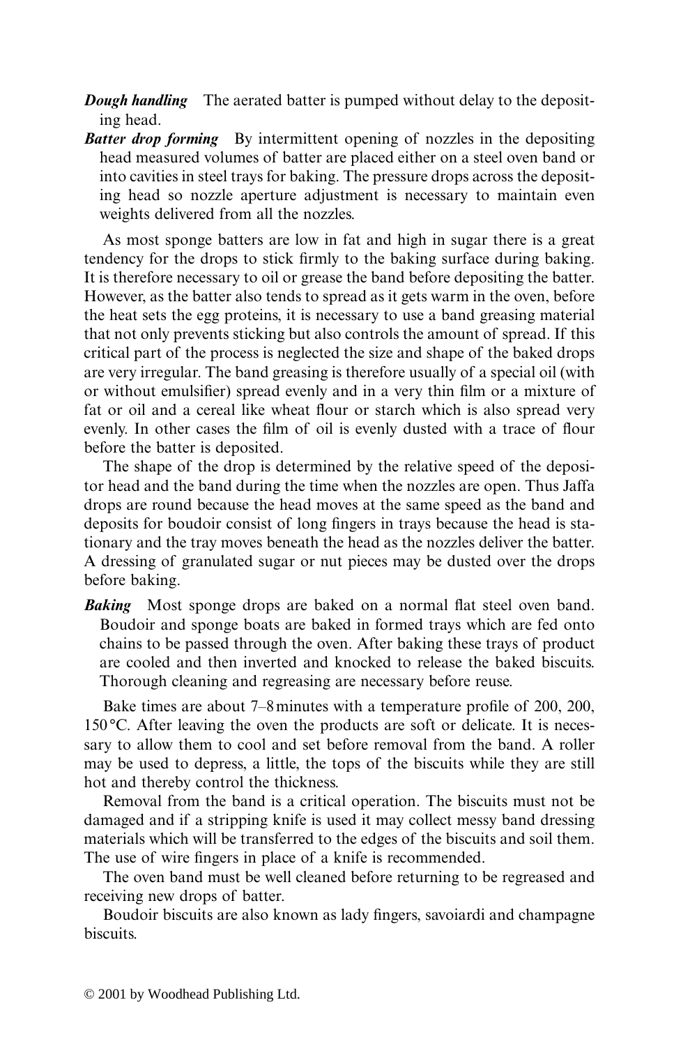***Dough handling*** The aerated batter is pumped without delay to the depositing head.

***Batter drop forming*** By intermittent opening of nozzles in the depositing head measured volumes of batter are placed either on a steel oven band or into cavities in steel trays for baking. The pressure drops across the depositing head so nozzle aperture adjustment is necessary to maintain even weights delivered from all the nozzles.

As most sponge batters are low in fat and high in sugar there is a great tendency for the drops to stick firmly to the baking surface during baking. It is therefore necessary to oil or grease the band before depositing the batter. However, as the batter also tends to spread as it gets warm in the oven, before the heat sets the egg proteins, it is necessary to use a band greasing material that not only prevents sticking but also controls the amount of spread. If this critical part of the process is neglected the size and shape of the baked drops are very irregular. The band greasing is therefore usually of a special oil (with or without emulsifier) spread evenly and in a very thin film or a mixture of fat or oil and a cereal like wheat flour or starch which is also spread very evenly. In other cases the film of oil is evenly dusted with a trace of flour before the batter is deposited.

The shape of the drop is determined by the relative speed of the depositor head and the band during the time when the nozzles are open. Thus Jaffa drops are round because the head moves at the same speed as the band and deposits for boudoir consist of long fingers in trays because the head is stationary and the tray moves beneath the head as the nozzles deliver the batter. A dressing of granulated sugar or nut pieces may be dusted over the drops before baking.

***Baking*** Most sponge drops are baked on a normal flat steel oven band. Boudoir and sponge boats are baked in formed trays which are fed onto chains to be passed through the oven. After baking these trays of product are cooled and then inverted and knocked to release the baked biscuits. Thorough cleaning and regreasing are necessary before reuse.

Bake times are about 7–8 minutes with a temperature profile of 200, 200, 150 °C. After leaving the oven the products are soft or delicate. It is necessary to allow them to cool and set before removal from the band. A roller may be used to depress, a little, the tops of the biscuits while they are still hot and thereby control the thickness.

Removal from the band is a critical operation. The biscuits must not be damaged and if a stripping knife is used it may collect messy band dressing materials which will be transferred to the edges of the biscuits and soil them. The use of wire fingers in place of a knife is recommended.

The oven band must be well cleaned before returning to be regreased and receiving new drops of batter.

Boudoir biscuits are also known as lady fingers, savoiardi and champagne biscuits.